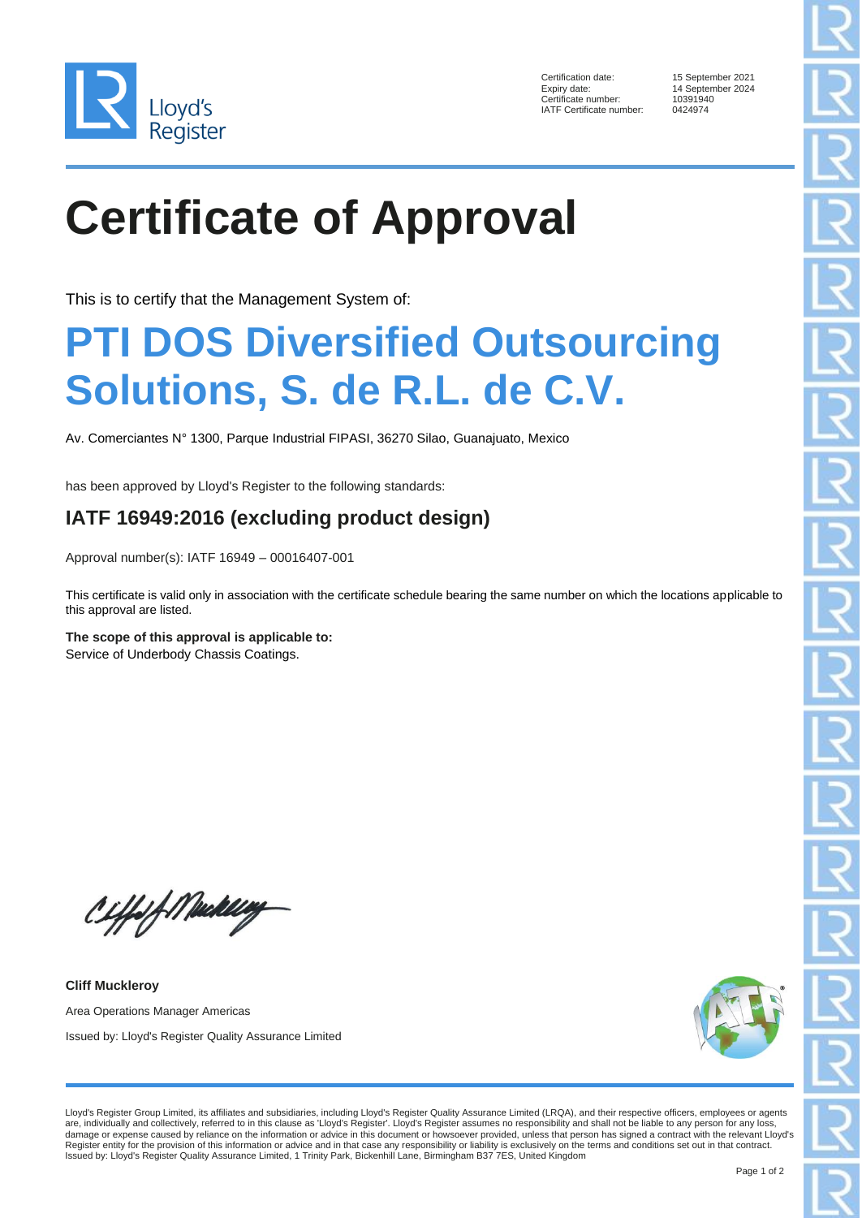Lloyd's Register

Certification date: 15 September 2021
Expiry date: 14 September 2024
Certificate number: 10391940
IATF Certificate number: 0424974

# Certificate of Approval

This is to certify that the Management System of:

## PTI DOS Diversified Outsourcing Solutions, S. de R.L. de C.V.

Av. Comerciantes N° 1300, Parque Industrial FIPASI, 36270 Silao, Guanajuato, Mexico

has been approved by Lloyd's Register to the following standards:

### IATF 16949:2016 (excluding product design)

Approval number(s): IATF 16949 – 00016407-001

This certificate is valid only in association with the certificate schedule bearing the same number on which the locations applicable to this approval are listed.

**The scope of this approval is applicable to:**
Service of Underbody Chassis Coatings.

**Cliff Muckleroy**

Area Operations Manager Americas

Issued by: Lloyd's Register Quality Assurance Limited

Lloyd's Register Group Limited, its affiliates and subsidiaries, including Lloyd's Register Quality Assurance Limited (LRQA), and their respective officers, employees or agents are, individually and collectively, referred to in this clause as 'Lloyd's Register'. Lloyd's Register assumes no responsibility and shall not be liable to any person for any loss, damage or expense caused by reliance on the information or advice in this document or howsoever provided, unless that person has signed a contract with the relevant Lloyd's Register entity for the provision of this information or advice and in that case any responsibility or liability is exclusively on the terms and conditions set out in that contract.
Issued by: Lloyd's Register Quality Assurance Limited, 1 Trinity Park, Bickenhill Lane, Birmingham B37 7ES, United Kingdom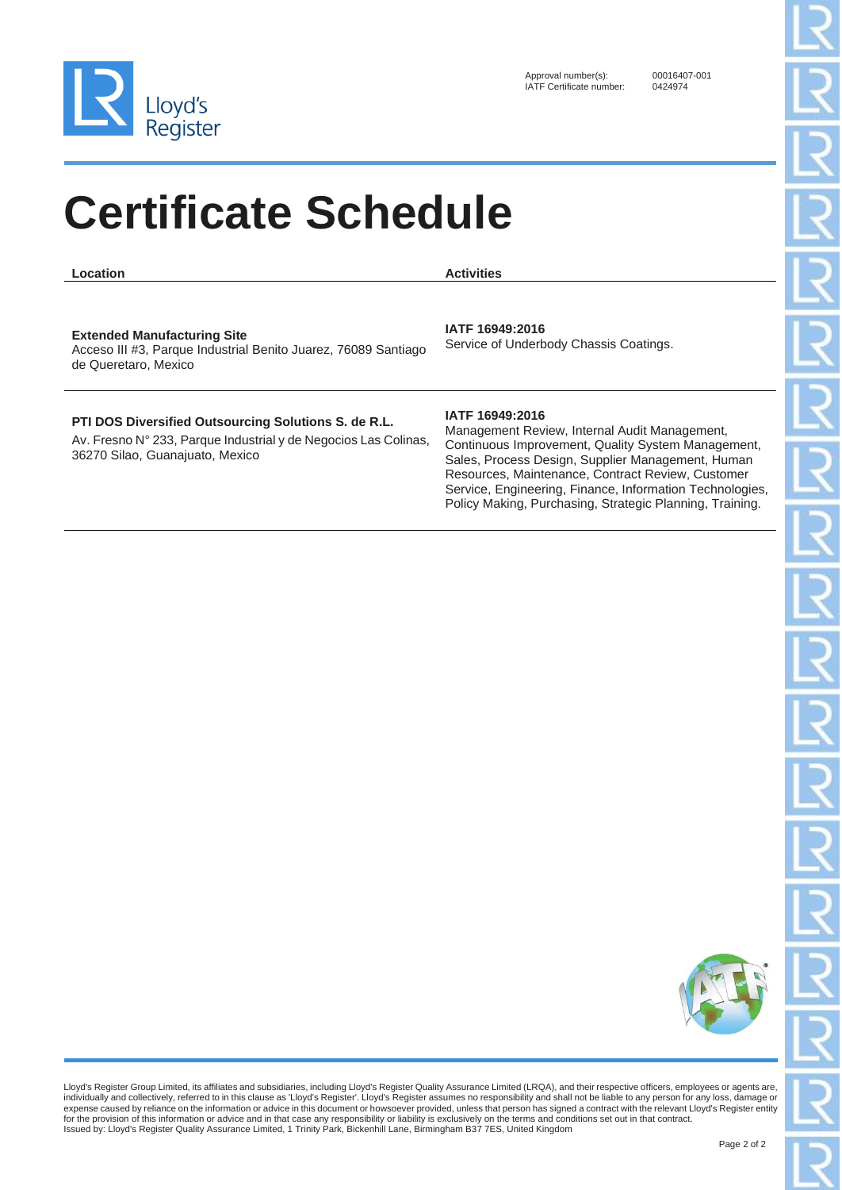Lloyd's Register

Approval number(s): 00016407-001
IATF Certificate number: 0424974

# Certificate Schedule

| Location | Activities |
| --- | --- |
| **Extended Manufacturing Site**<br>Acceso III #3, Parque Industrial Benito Juarez, 76089 Santiago de Queretaro, Mexico | **IATF 16949:2016**<br>Service of Underbody Chassis Coatings. |
| **PTI DOS Diversified Outsourcing Solutions S. de R.L.**<br>Av. Fresno N° 233, Parque Industrial y de Negocios Las Colinas, 36270 Silao, Guanajuato, Mexico | **IATF 16949:2016**<br>Management Review, Internal Audit Management, Continuous Improvement, Quality System Management, Sales, Process Design, Supplier Management, Human Resources, Maintenance, Contract Review, Customer Service, Engineering, Finance, Information Technologies, Policy Making, Purchasing, Strategic Planning, Training. |

Lloyd's Register Group Limited, its affiliates and subsidiaries, including Lloyd's Register Quality Assurance Limited (LRQA), and their respective officers, employees or agents are, individually and collectively, referred to in this clause as 'Lloyd's Register'. Lloyd's Register assumes no responsibility and shall not be liable to any person for any loss, damage or expense caused by reliance on the information or advice in this document or howsoever provided, unless that person has signed a contract with the relevant Lloyd's Register entity for the provision of this information or advice and in that case any responsibility or liability is exclusively on the terms and conditions set out in that contract.
Issued by: Lloyd's Register Quality Assurance Limited, 1 Trinity Park, Bickenhill Lane, Birmingham B37 7ES, United Kingdom